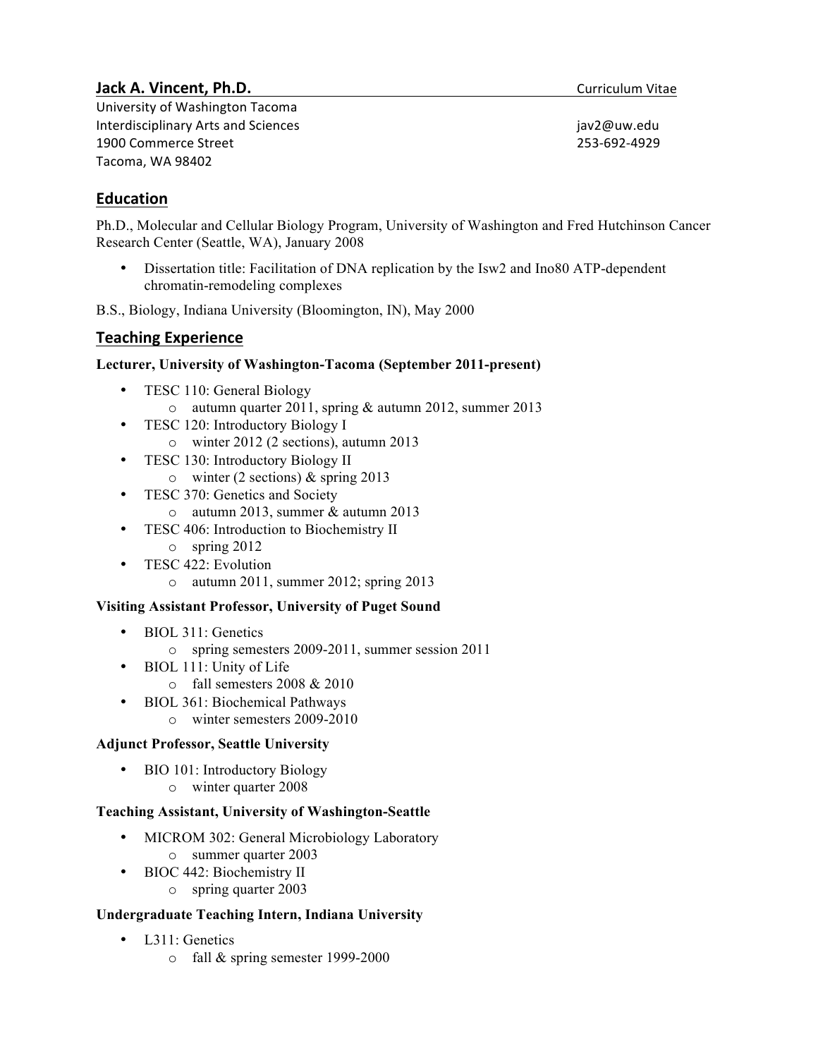# Jack A. Vincent, Ph.D.

Curriculum Vitae

University of Washington Tacoma
Interdisciplinary Arts and Sciences
1900 Commerce Street
Tacoma, WA 98402

jav2@uw.edu
253-692-4929

## Education

Ph.D., Molecular and Cellular Biology Program, University of Washington and Fred Hutchinson Cancer Research Center (Seattle, WA), January 2008

- Dissertation title: Facilitation of DNA replication by the Isw2 and Ino80 ATP-dependent chromatin-remodeling complexes

B.S., Biology, Indiana University (Bloomington, IN), May 2000

## Teaching Experience

**Lecturer, University of Washington-Tacoma (September 2011-present)**

- TESC 110: General Biology
  - autumn quarter 2011, spring & autumn 2012, summer 2013
- TESC 120: Introductory Biology I
  - winter 2012 (2 sections), autumn 2013
- TESC 130: Introductory Biology II
  - winter (2 sections) & spring 2013
- TESC 370: Genetics and Society
  - autumn 2013, summer & autumn 2013
- TESC 406: Introduction to Biochemistry II
  - spring 2012
- TESC 422: Evolution
  - autumn 2011, summer 2012; spring 2013

**Visiting Assistant Professor, University of Puget Sound**

- BIOL 311: Genetics
  - spring semesters 2009-2011, summer session 2011
- BIOL 111: Unity of Life
  - fall semesters 2008 & 2010
- BIOL 361: Biochemical Pathways
  - winter semesters 2009-2010

**Adjunct Professor, Seattle University**

- BIO 101: Introductory Biology
  - winter quarter 2008

**Teaching Assistant, University of Washington-Seattle**

- MICROM 302: General Microbiology Laboratory
  - summer quarter 2003
- BIOC 442: Biochemistry II
  - spring quarter 2003

**Undergraduate Teaching Intern, Indiana University**

- L311: Genetics
  - fall & spring semester 1999-2000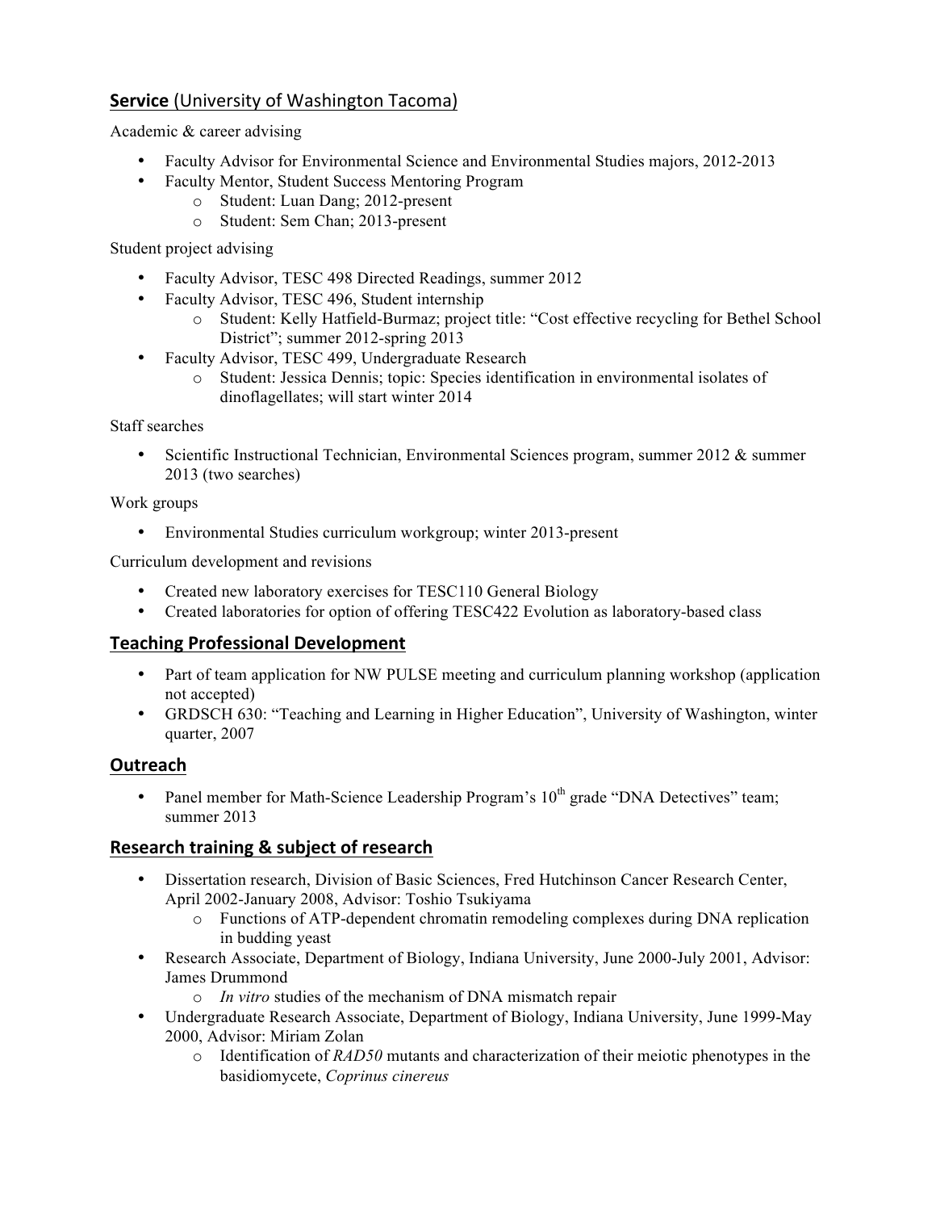## **Service** (University of Washington Tacoma)

Academic & career advising

- Faculty Advisor for Environmental Science and Environmental Studies majors, 2012-2013
- Faculty Mentor, Student Success Mentoring Program
  - Student: Luan Dang; 2012-present
  - Student: Sem Chan; 2013-present

Student project advising

- Faculty Advisor, TESC 498 Directed Readings, summer 2012
- Faculty Advisor, TESC 496, Student internship
  - Student: Kelly Hatfield-Burmaz; project title: "Cost effective recycling for Bethel School District"; summer 2012-spring 2013
- Faculty Advisor, TESC 499, Undergraduate Research
  - Student: Jessica Dennis; topic: Species identification in environmental isolates of dinoflagellates; will start winter 2014

Staff searches

- Scientific Instructional Technician, Environmental Sciences program, summer 2012 & summer 2013 (two searches)

Work groups

- Environmental Studies curriculum workgroup; winter 2013-present

Curriculum development and revisions

- Created new laboratory exercises for TESC110 General Biology
- Created laboratories for option of offering TESC422 Evolution as laboratory-based class

## **Teaching Professional Development**

- Part of team application for NW PULSE meeting and curriculum planning workshop (application not accepted)
- GRDSCH 630: "Teaching and Learning in Higher Education", University of Washington, winter quarter, 2007

## **Outreach**

- Panel member for Math-Science Leadership Program's 10th grade "DNA Detectives" team; summer 2013

## **Research training & subject of research**

- Dissertation research, Division of Basic Sciences, Fred Hutchinson Cancer Research Center, April 2002-January 2008, Advisor: Toshio Tsukiyama
  - Functions of ATP-dependent chromatin remodeling complexes during DNA replication in budding yeast
- Research Associate, Department of Biology, Indiana University, June 2000-July 2001, Advisor: James Drummond
  - *In vitro* studies of the mechanism of DNA mismatch repair
- Undergraduate Research Associate, Department of Biology, Indiana University, June 1999-May 2000, Advisor: Miriam Zolan
  - Identification of *RAD50* mutants and characterization of their meiotic phenotypes in the basidiomycete, *Coprinus cinereus*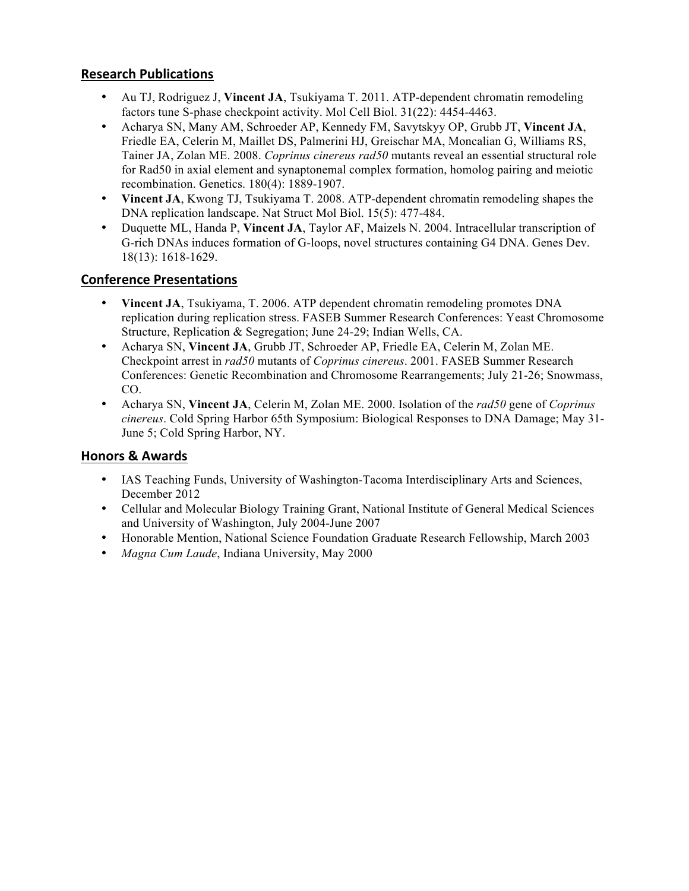## Research Publications

- Au TJ, Rodriguez J, **Vincent JA**, Tsukiyama T. 2011. ATP-dependent chromatin remodeling factors tune S-phase checkpoint activity. Mol Cell Biol. 31(22): 4454-4463.
- Acharya SN, Many AM, Schroeder AP, Kennedy FM, Savytskyy OP, Grubb JT, **Vincent JA**, Friedle EA, Celerin M, Maillet DS, Palmerini HJ, Greischar MA, Moncalian G, Williams RS, Tainer JA, Zolan ME. 2008. *Coprinus cinereus rad50* mutants reveal an essential structural role for Rad50 in axial element and synaptonemal complex formation, homolog pairing and meiotic recombination. Genetics. 180(4): 1889-1907.
- **Vincent JA**, Kwong TJ, Tsukiyama T. 2008. ATP-dependent chromatin remodeling shapes the DNA replication landscape. Nat Struct Mol Biol. 15(5): 477-484.
- Duquette ML, Handa P, **Vincent JA**, Taylor AF, Maizels N. 2004. Intracellular transcription of G-rich DNAs induces formation of G-loops, novel structures containing G4 DNA. Genes Dev. 18(13): 1618-1629.

## Conference Presentations

- **Vincent JA**, Tsukiyama, T. 2006. ATP dependent chromatin remodeling promotes DNA replication during replication stress. FASEB Summer Research Conferences: Yeast Chromosome Structure, Replication & Segregation; June 24-29; Indian Wells, CA.
- Acharya SN, **Vincent JA**, Grubb JT, Schroeder AP, Friedle EA, Celerin M, Zolan ME. Checkpoint arrest in *rad50* mutants of *Coprinus cinereus*. 2001. FASEB Summer Research Conferences: Genetic Recombination and Chromosome Rearrangements; July 21-26; Snowmass, CO.
- Acharya SN, **Vincent JA**, Celerin M, Zolan ME. 2000. Isolation of the *rad50* gene of *Coprinus cinereus*. Cold Spring Harbor 65th Symposium: Biological Responses to DNA Damage; May 31-June 5; Cold Spring Harbor, NY.

## Honors & Awards

- IAS Teaching Funds, University of Washington-Tacoma Interdisciplinary Arts and Sciences, December 2012
- Cellular and Molecular Biology Training Grant, National Institute of General Medical Sciences and University of Washington, July 2004-June 2007
- Honorable Mention, National Science Foundation Graduate Research Fellowship, March 2003
- *Magna Cum Laude*, Indiana University, May 2000